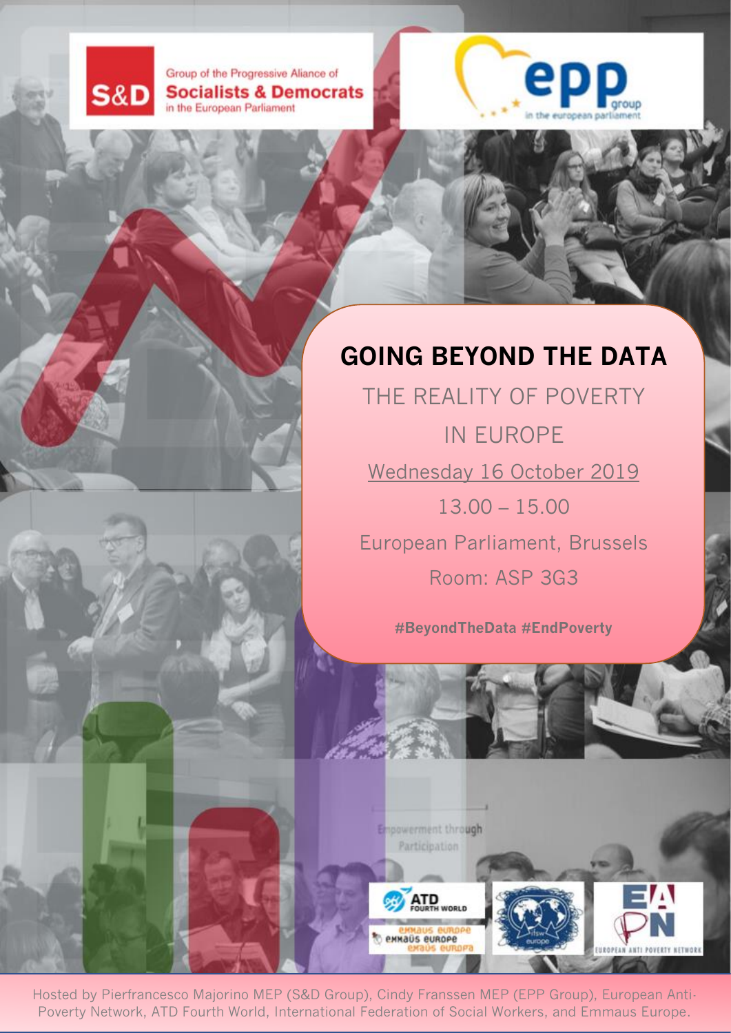Group of the Progressive Alliance of Socialists & Democrats in the European Parliament

epp group in the european parliament

# GOING BEYOND THE DATA

## THE REALITY OF POVERTY IN EUROPE

Wednesday 16 October 2019

13.00 – 15.00

European Parliament, Brussels

Room: ASP 3G3

**#BeyondTheData #EndPoverty**

Hosted by Pierfrancesco Majorino MEP (S&D Group), Cindy Franssen MEP (EPP Group), European Anti-Poverty Network, ATD Fourth World, International Federation of Social Workers, and Emmaus Europe.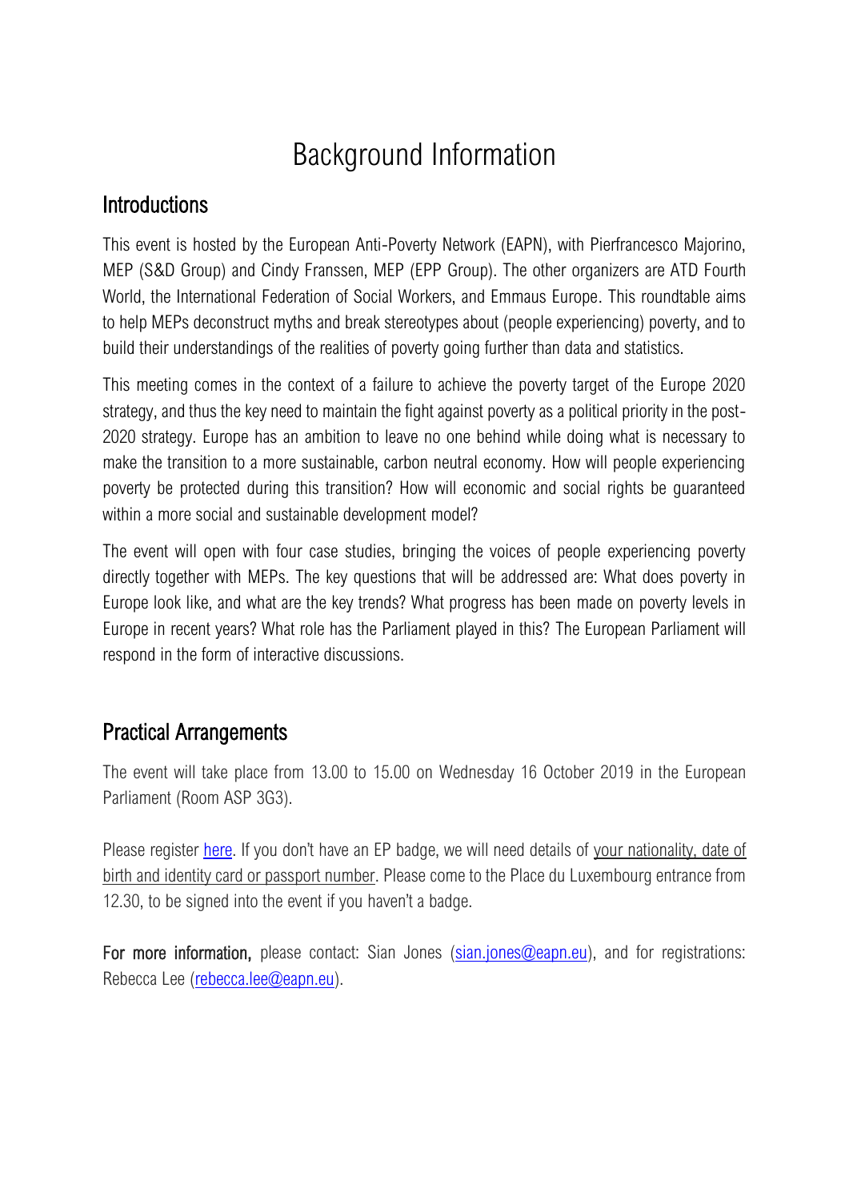# Background Information

## Introductions

This event is hosted by the European Anti-Poverty Network (EAPN), with Pierfrancesco Majorino, MEP (S&D Group) and Cindy Franssen, MEP (EPP Group). The other organizers are ATD Fourth World, the International Federation of Social Workers, and Emmaus Europe. This roundtable aims to help MEPs deconstruct myths and break stereotypes about (people experiencing) poverty, and to build their understandings of the realities of poverty going further than data and statistics.

This meeting comes in the context of a failure to achieve the poverty target of the Europe 2020 strategy, and thus the key need to maintain the fight against poverty as a political priority in the post-2020 strategy. Europe has an ambition to leave no one behind while doing what is necessary to make the transition to a more sustainable, carbon neutral economy. How will people experiencing poverty be protected during this transition? How will economic and social rights be guaranteed within a more social and sustainable development model?

The event will open with four case studies, bringing the voices of people experiencing poverty directly together with MEPs. The key questions that will be addressed are: What does poverty in Europe look like, and what are the key trends? What progress has been made on poverty levels in Europe in recent years? What role has the Parliament played in this? The European Parliament will respond in the form of interactive discussions.

## Practical Arrangements

The event will take place from 13.00 to 15.00 on Wednesday 16 October 2019 in the European Parliament (Room ASP 3G3).

Please register here. If you don't have an EP badge, we will need details of your nationality, date of birth and identity card or passport number. Please come to the Place du Luxembourg entrance from 12.30, to be signed into the event if you haven't a badge.

**For more information,** please contact: Sian Jones (sian.jones@eapn.eu), and for registrations: Rebecca Lee (rebecca.lee@eapn.eu).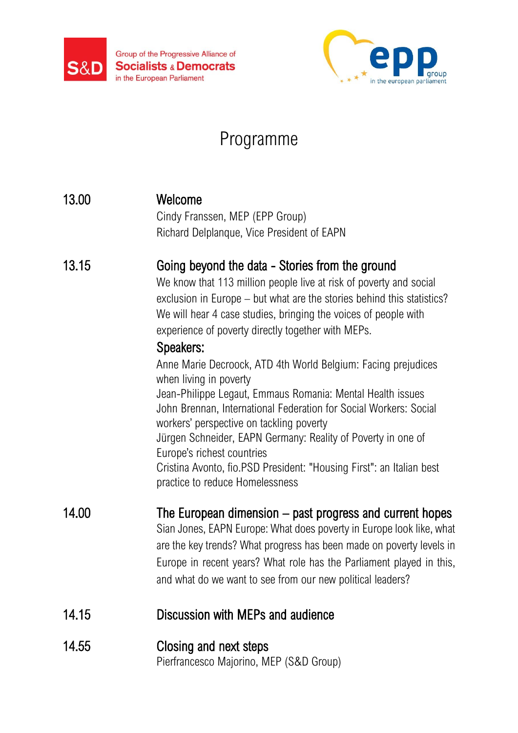Group of the Progressive Alliance of **Socialists & Democrats** in the European Parliament

epp group in the european parliament

# Programme

**13.00** — **Welcome**

Cindy Franssen, MEP (EPP Group)
Richard Delplanque, Vice President of EAPN

**13.15** — **Going beyond the data - Stories from the ground**

We know that 113 million people live at risk of poverty and social exclusion in Europe – but what are the stories behind this statistics? We will hear 4 case studies, bringing the voices of people with experience of poverty directly together with MEPs.

**Speakers:**

Anne Marie Decroock, ATD 4th World Belgium: Facing prejudices when living in poverty
Jean-Philippe Legaut, Emmaus Romania: Mental Health issues
John Brennan, International Federation for Social Workers: Social workers' perspective on tackling poverty
Jürgen Schneider, EAPN Germany: Reality of Poverty in one of Europe's richest countries
Cristina Avonto, fio.PSD President: "Housing First": an Italian best practice to reduce Homelessness

**14.00** — **The European dimension – past progress and current hopes**

Sian Jones, EAPN Europe: What does poverty in Europe look like, what are the key trends? What progress has been made on poverty levels in Europe in recent years? What role has the Parliament played in this, and what do we want to see from our new political leaders?

**14.15** — **Discussion with MEPs and audience**

**14.55** — **Closing and next steps**

Pierfrancesco Majorino, MEP (S&D Group)